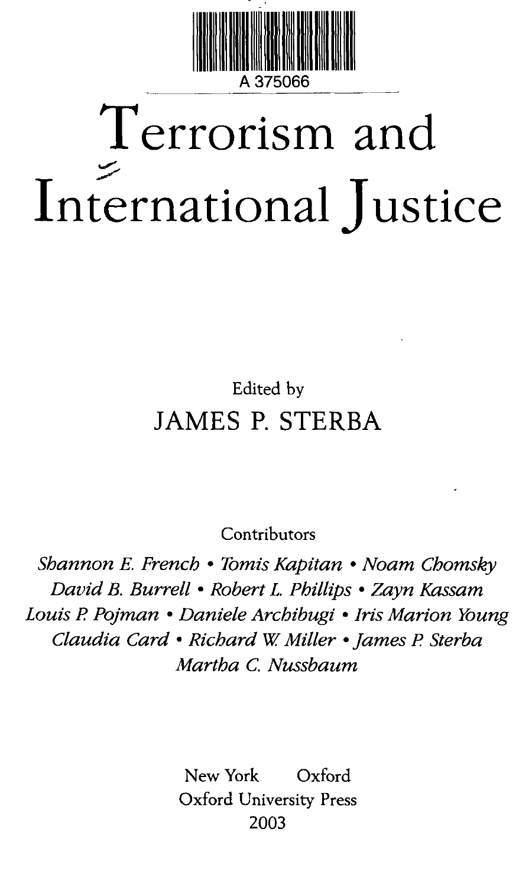A 375066

# Terrorism and International Justice

Edited by

## JAMES P. STERBA

Contributors

*Shannon E. French • Tomis Kapitan • Noam Chomsky*
*David B. Burrell • Robert L. Phillips • Zayn Kassam*
*Louis P. Pojman • Daniele Archibugi • Iris Marion Young*
*Claudia Card • Richard W. Miller • James P. Sterba*
*Martha C. Nussbaum*

New York Oxford
Oxford University Press
2003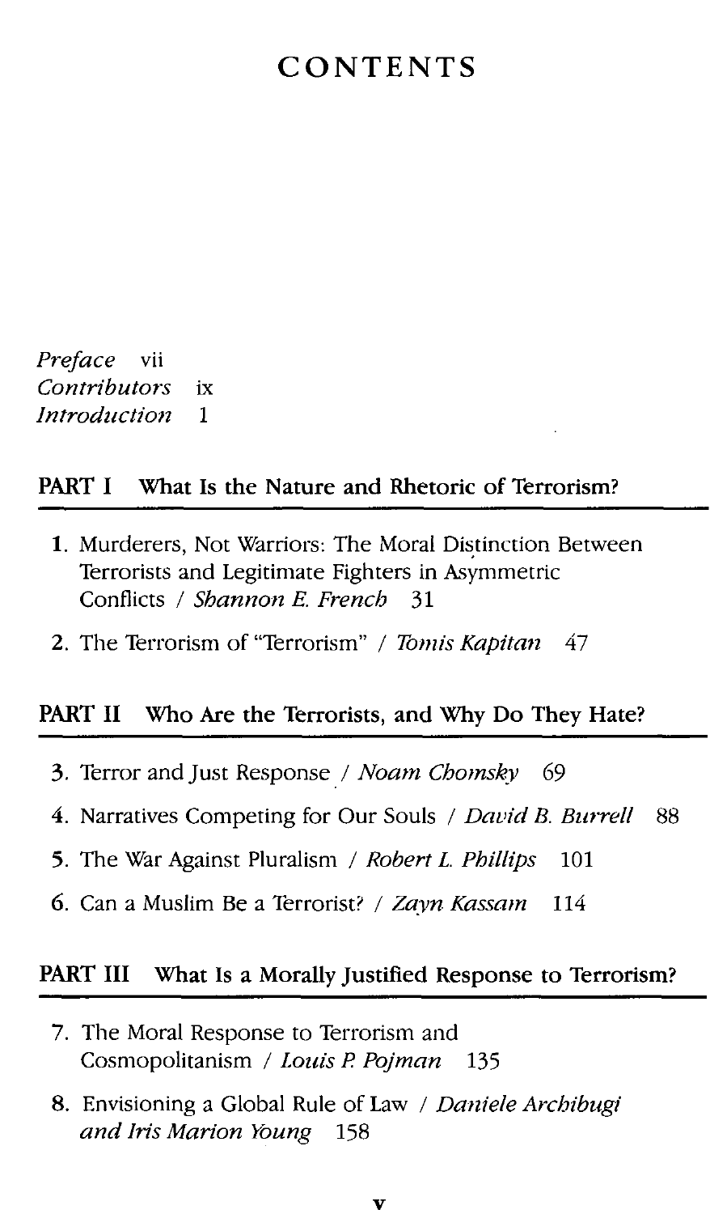# CONTENTS

*Preface* vii
*Contributors* ix
*Introduction* 1

## PART I What Is the Nature and Rhetoric of Terrorism?

1. Murderers, Not Warriors: The Moral Distinction Between Terrorists and Legitimate Fighters in Asymmetric Conflicts / *Shannon E. French* 31
2. The Terrorism of "Terrorism" / *Tomis Kapitan* 47

## PART II Who Are the Terrorists, and Why Do They Hate?

3. Terror and Just Response / *Noam Chomsky* 69
4. Narratives Competing for Our Souls / *David B. Burrell* 88
5. The War Against Pluralism / *Robert L. Phillips* 101
6. Can a Muslim Be a Terrorist? / *Zayn Kassam* 114

## PART III What Is a Morally Justified Response to Terrorism?

7. The Moral Response to Terrorism and Cosmopolitanism / *Louis P. Pojman* 135
8. Envisioning a Global Rule of Law / *Daniele Archibugi and Iris Marion Young* 158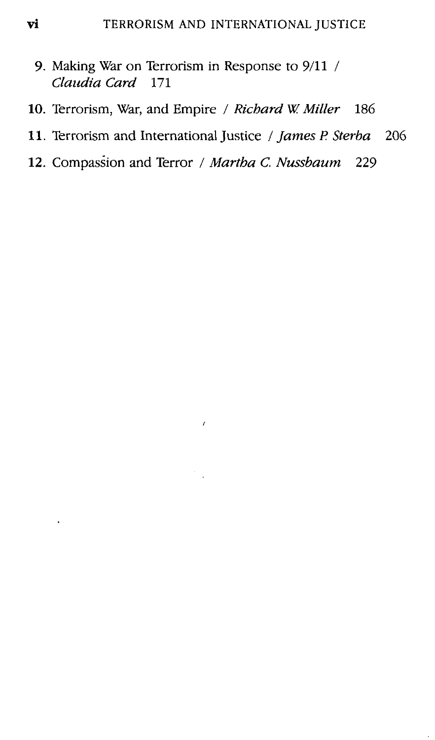9. Making War on Terrorism in Response to 9/11 / *Claudia Card* 171

10. Terrorism, War, and Empire / *Richard W. Miller* 186

11. Terrorism and International Justice / *James P. Sterba* 206

12. Compassion and Terror / *Martha C. Nussbaum* 229